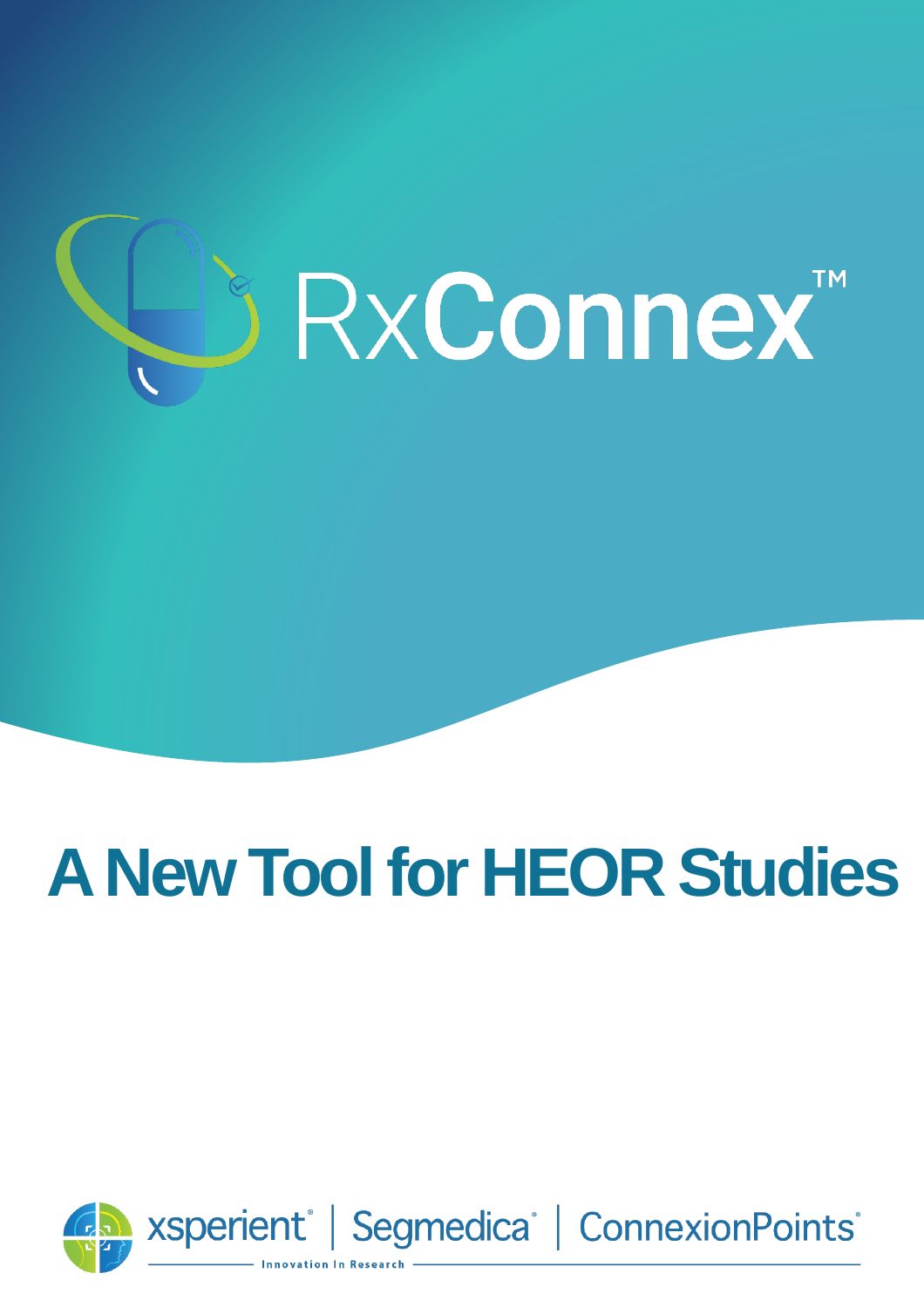# RxConnex™

## A New Tool for HEOR Studies

xsperient® | Segmedica® | ConnexionPoints®

Innovation In Research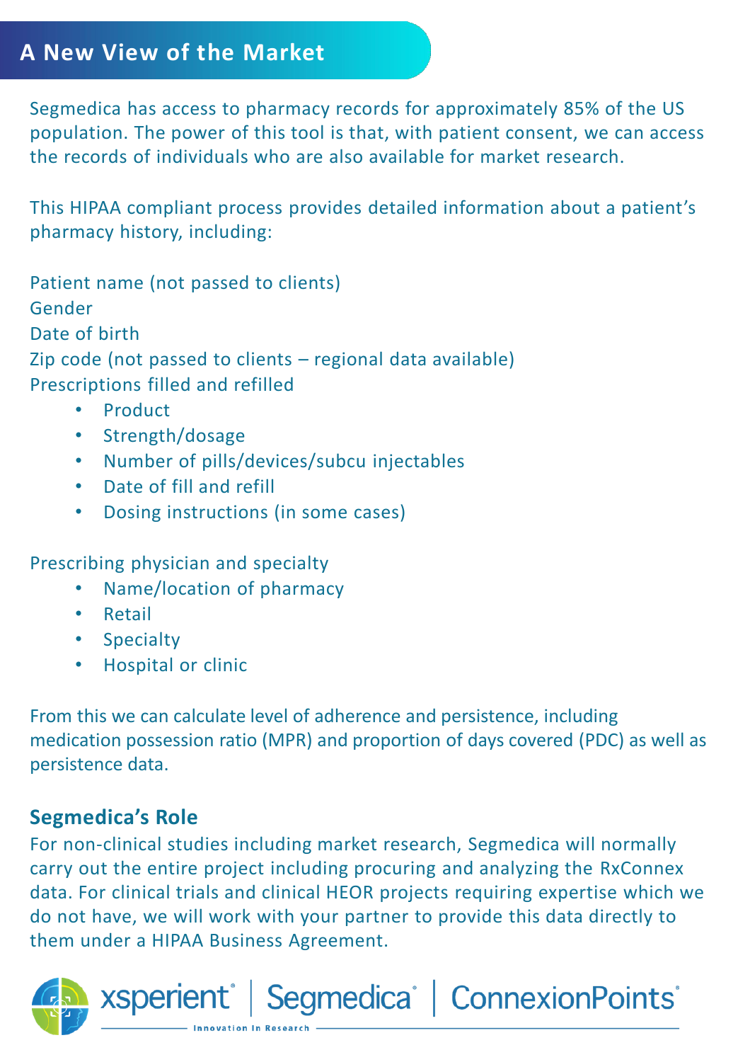## A New View of the Market

Segmedica has access to pharmacy records for approximately 85% of the US population. The power of this tool is that, with patient consent, we can access the records of individuals who are also available for market research.

This HIPAA compliant process provides detailed information about a patient's pharmacy history, including:

Patient name (not passed to clients)
Gender
Date of birth
Zip code (not passed to clients – regional data available)
Prescriptions filled and refilled

- Product
- Strength/dosage
- Number of pills/devices/subcu injectables
- Date of fill and refill
- Dosing instructions (in some cases)

Prescribing physician and specialty

- Name/location of pharmacy
- Retail
- Specialty
- Hospital or clinic

From this we can calculate level of adherence and persistence, including medication possession ratio (MPR) and proportion of days covered (PDC) as well as persistence data.

### Segmedica's Role

For non-clinical studies including market research, Segmedica will normally carry out the entire project including procuring and analyzing the RxConnex data. For clinical trials and clinical HEOR projects requiring expertise which we do not have, we will work with your partner to provide this data directly to them under a HIPAA Business Agreement.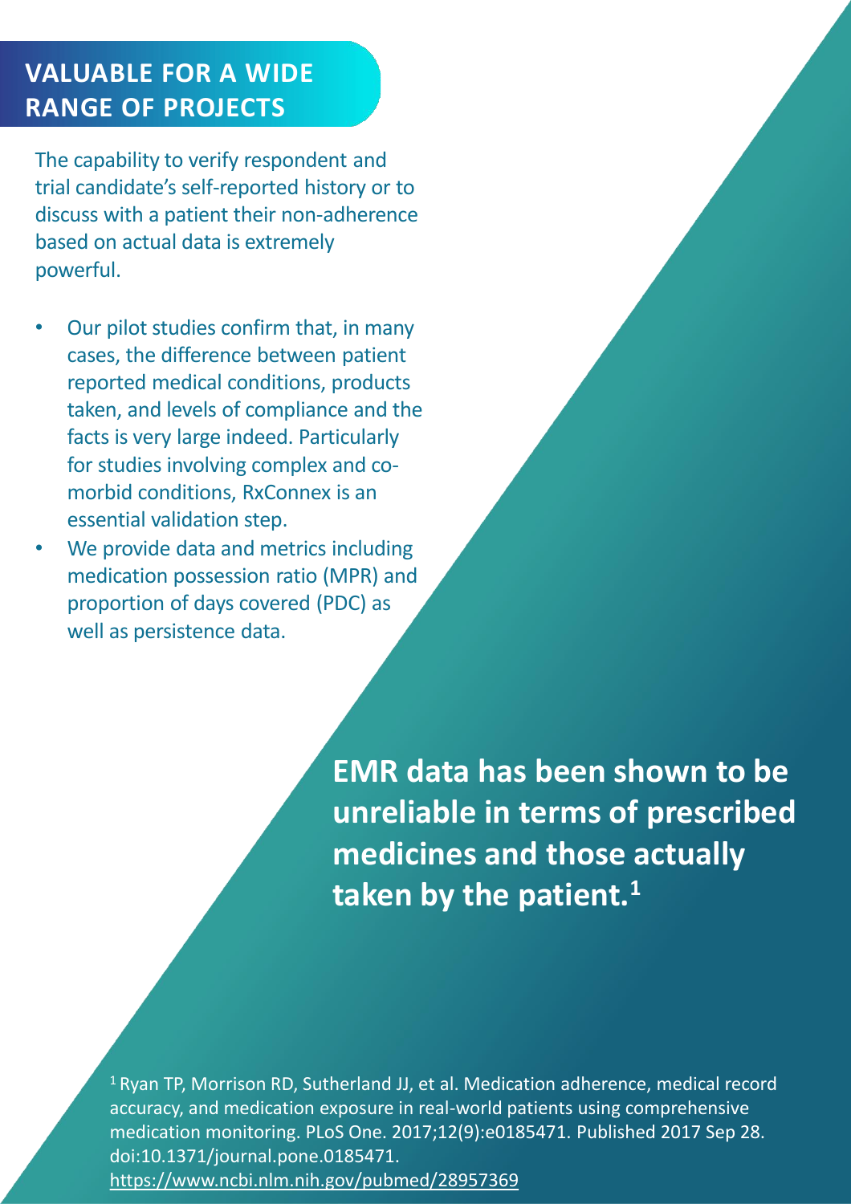## VALUABLE FOR A WIDE RANGE OF PROJECTS

The capability to verify respondent and trial candidate's self-reported history or to discuss with a patient their non-adherence based on actual data is extremely powerful.

- Our pilot studies confirm that, in many cases, the difference between patient reported medical conditions, products taken, and levels of compliance and the facts is very large indeed. Particularly for studies involving complex and co-morbid conditions, RxConnex is an essential validation step.
- We provide data and metrics including medication possession ratio (MPR) and proportion of days covered (PDC) as well as persistence data.

**EMR data has been shown to be unreliable in terms of prescribed medicines and those actually taken by the patient.[1]**

[1] Ryan TP, Morrison RD, Sutherland JJ, et al. Medication adherence, medical record accuracy, and medication exposure in real-world patients using comprehensive medication monitoring. PLoS One. 2017;12(9):e0185471. Published 2017 Sep 28. doi:10.1371/journal.pone.0185471. https://www.ncbi.nlm.nih.gov/pubmed/28957369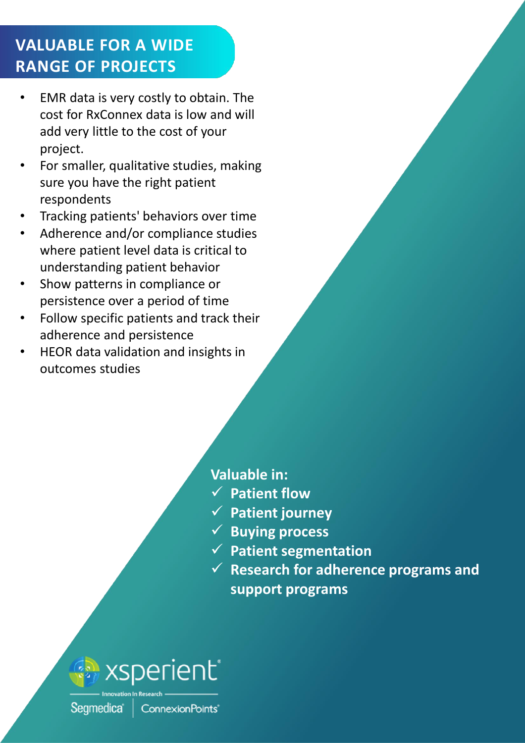## VALUABLE FOR A WIDE RANGE OF PROJECTS

- EMR data is very costly to obtain. The cost for RxConnex data is low and will add very little to the cost of your project.
- For smaller, qualitative studies, making sure you have the right patient respondents
- Tracking patients' behaviors over time
- Adherence and/or compliance studies where patient level data is critical to understanding patient behavior
- Show patterns in compliance or persistence over a period of time
- Follow specific patients and track their adherence and persistence
- HEOR data validation and insights in outcomes studies

**Valuable in:**

- ✓ **Patient flow**
- ✓ **Patient journey**
- ✓ **Buying process**
- ✓ **Patient segmentation**
- ✓ **Research for adherence programs and support programs**

xsperient®
Innovation In Research
Segmedica® | ConnexionPoints®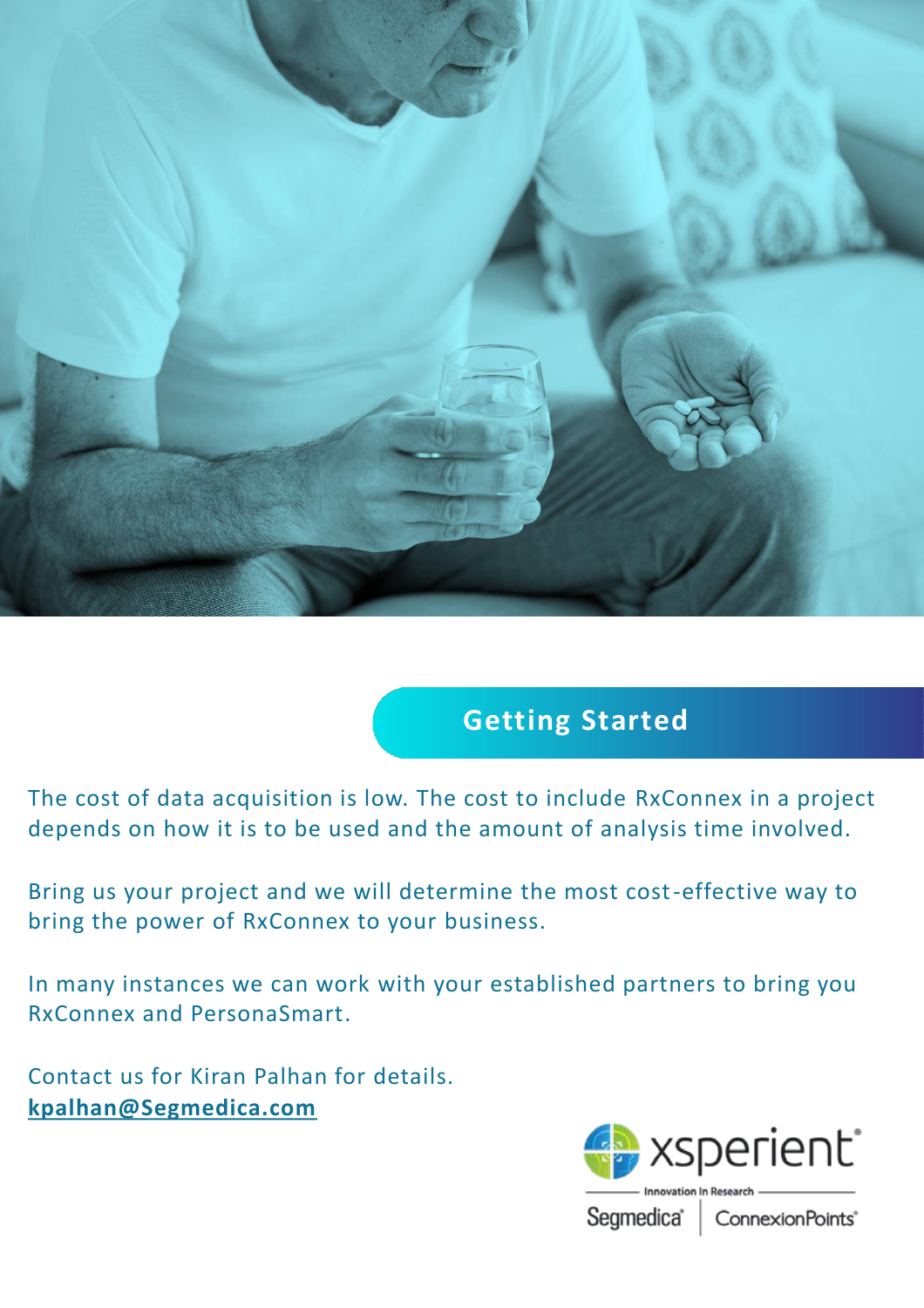## Getting Started

The cost of data acquisition is low. The cost to include RxConnex in a project depends on how it is to be used and the amount of analysis time involved.

Bring us your project and we will determine the most cost-effective way to bring the power of RxConnex to your business.

In many instances we can work with your established partners to bring you RxConnex and PersonaSmart.

Contact us for Kiran Palhan for details.
**kpalhan@Segmedica.com**

xsperient®
Innovation In Research
Segmedica® | ConnexionPoints®